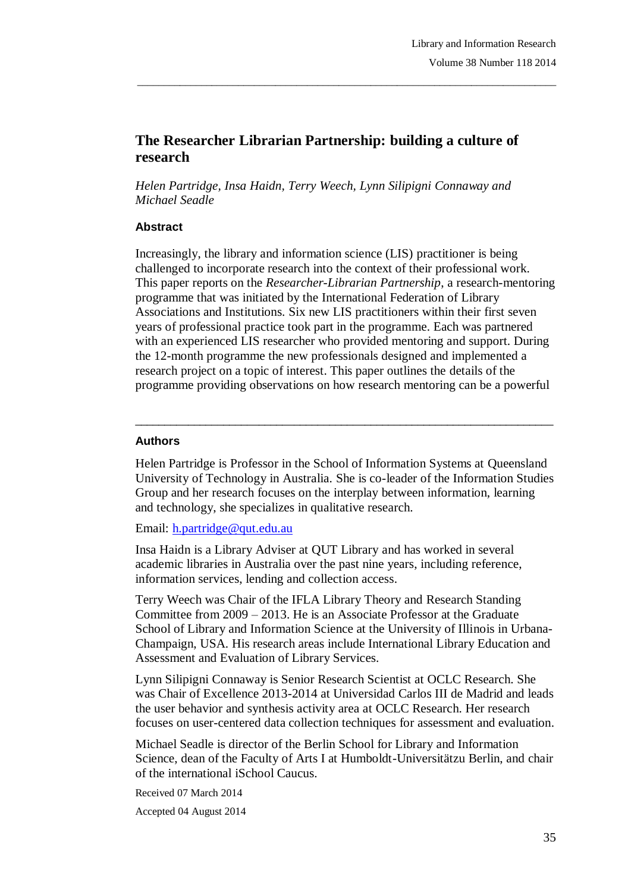# The Researcher Librarian Partnership: building a culture of research

*Helen Partridge, Insa Haidn, Terry Weech, Lynn Silipigni Connaway and Michael Seadle*

## Abstract

Increasingly, the library and information science (LIS) practitioner is being challenged to incorporate research into the context of their professional work. This paper reports on the *Researcher-Librarian Partnership*, a research-mentoring programme that was initiated by the International Federation of Library Associations and Institutions. Six new LIS practitioners within their first seven years of professional practice took part in the programme. Each was partnered with an experienced LIS researcher who provided mentoring and support. During the 12-month programme the new professionals designed and implemented a research project on a topic of interest. This paper outlines the details of the programme providing observations on how research mentoring can be a powerful

---

## Authors

Helen Partridge is Professor in the School of Information Systems at Queensland University of Technology in Australia. She is co-leader of the Information Studies Group and her research focuses on the interplay between information, learning and technology, she specializes in qualitative research.

Email: h.partridge@qut.edu.au

Insa Haidn is a Library Adviser at QUT Library and has worked in several academic libraries in Australia over the past nine years, including reference, information services, lending and collection access.

Terry Weech was Chair of the IFLA Library Theory and Research Standing Committee from 2009 – 2013. He is an Associate Professor at the Graduate School of Library and Information Science at the University of Illinois in Urbana-Champaign, USA. His research areas include International Library Education and Assessment and Evaluation of Library Services.

Lynn Silipigni Connaway is Senior Research Scientist at OCLC Research. She was Chair of Excellence 2013-2014 at Universidad Carlos III de Madrid and leads the user behavior and synthesis activity area at OCLC Research. Her research focuses on user-centered data collection techniques for assessment and evaluation.

Michael Seadle is director of the Berlin School for Library and Information Science, dean of the Faculty of Arts I at Humboldt-Universitätzu Berlin, and chair of the international iSchool Caucus.

Received 07 March 2014

Accepted 04 August 2014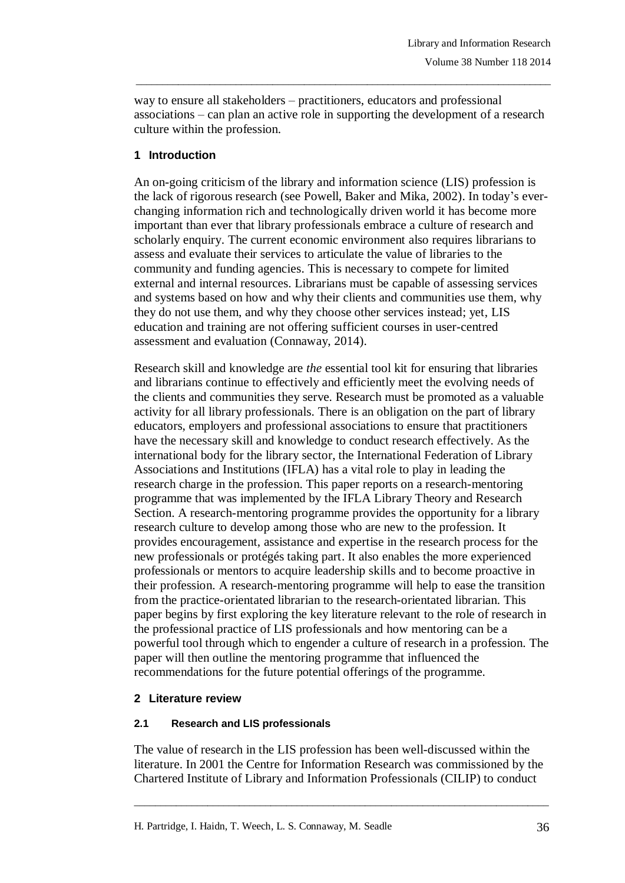way to ensure all stakeholders – practitioners, educators and professional associations – can plan an active role in supporting the development of a research culture within the profession.

## 1 Introduction

An on-going criticism of the library and information science (LIS) profession is the lack of rigorous research (see Powell, Baker and Mika, 2002). In today's ever-changing information rich and technologically driven world it has become more important than ever that library professionals embrace a culture of research and scholarly enquiry. The current economic environment also requires librarians to assess and evaluate their services to articulate the value of libraries to the community and funding agencies. This is necessary to compete for limited external and internal resources. Librarians must be capable of assessing services and systems based on how and why their clients and communities use them, why they do not use them, and why they choose other services instead; yet, LIS education and training are not offering sufficient courses in user-centred assessment and evaluation (Connaway, 2014).

Research skill and knowledge are *the* essential tool kit for ensuring that libraries and librarians continue to effectively and efficiently meet the evolving needs of the clients and communities they serve. Research must be promoted as a valuable activity for all library professionals. There is an obligation on the part of library educators, employers and professional associations to ensure that practitioners have the necessary skill and knowledge to conduct research effectively. As the international body for the library sector, the International Federation of Library Associations and Institutions (IFLA) has a vital role to play in leading the research charge in the profession. This paper reports on a research-mentoring programme that was implemented by the IFLA Library Theory and Research Section. A research-mentoring programme provides the opportunity for a library research culture to develop among those who are new to the profession. It provides encouragement, assistance and expertise in the research process for the new professionals or protégés taking part. It also enables the more experienced professionals or mentors to acquire leadership skills and to become proactive in their profession. A research-mentoring programme will help to ease the transition from the practice-orientated librarian to the research-orientated librarian. This paper begins by first exploring the key literature relevant to the role of research in the professional practice of LIS professionals and how mentoring can be a powerful tool through which to engender a culture of research in a profession. The paper will then outline the mentoring programme that influenced the recommendations for the future potential offerings of the programme.

## 2 Literature review

### 2.1 Research and LIS professionals

The value of research in the LIS profession has been well-discussed within the literature. In 2001 the Centre for Information Research was commissioned by the Chartered Institute of Library and Information Professionals (CILIP) to conduct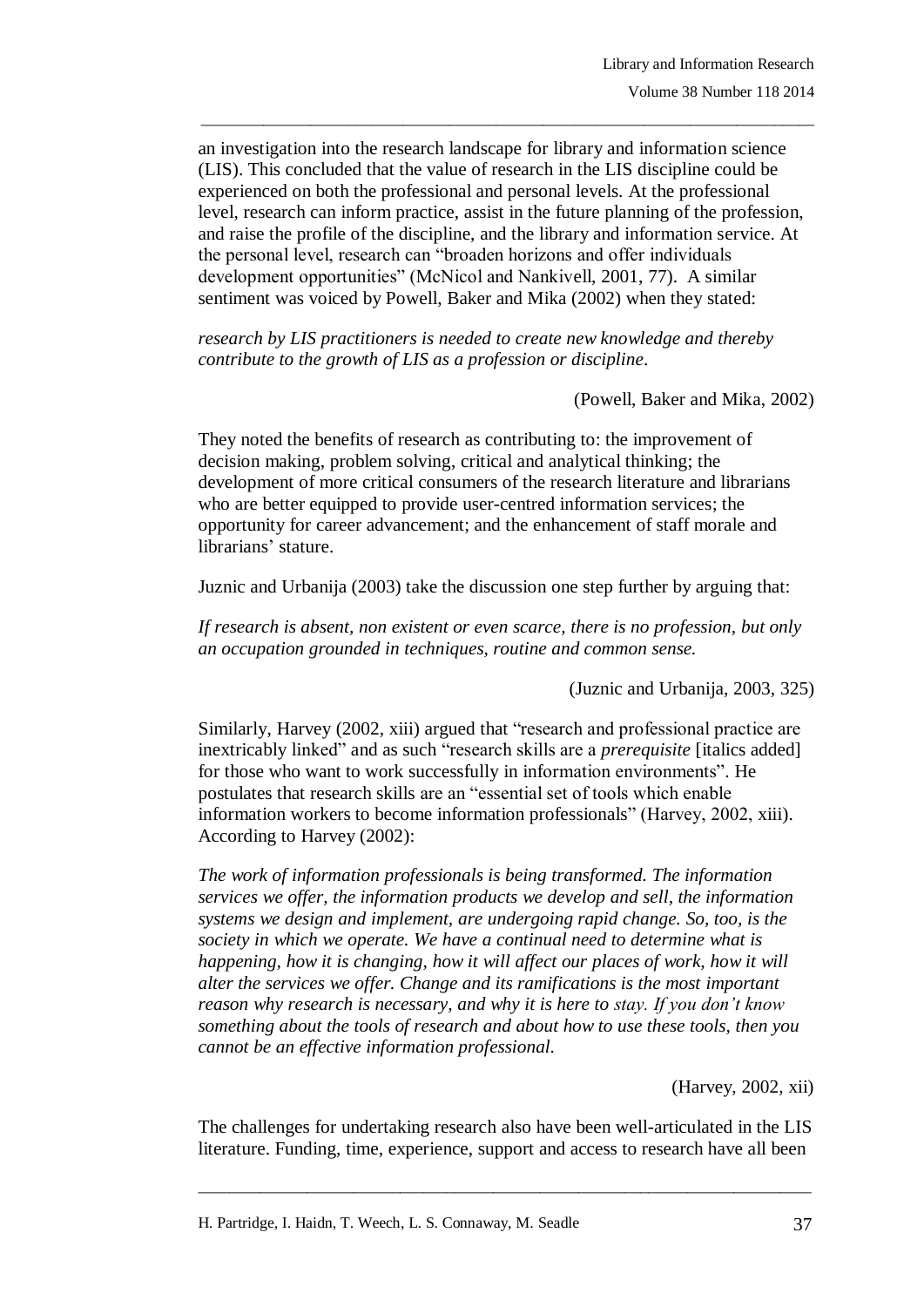an investigation into the research landscape for library and information science (LIS). This concluded that the value of research in the LIS discipline could be experienced on both the professional and personal levels. At the professional level, research can inform practice, assist in the future planning of the profession, and raise the profile of the discipline, and the library and information service. At the personal level, research can "broaden horizons and offer individuals development opportunities" (McNicol and Nankivell, 2001, 77). A similar sentiment was voiced by Powell, Baker and Mika (2002) when they stated:

*research by LIS practitioners is needed to create new knowledge and thereby contribute to the growth of LIS as a profession or discipline.*

(Powell, Baker and Mika, 2002)

They noted the benefits of research as contributing to: the improvement of decision making, problem solving, critical and analytical thinking; the development of more critical consumers of the research literature and librarians who are better equipped to provide user-centred information services; the opportunity for career advancement; and the enhancement of staff morale and librarians' stature.

Juznic and Urbanija (2003) take the discussion one step further by arguing that:

*If research is absent, non existent or even scarce, there is no profession, but only an occupation grounded in techniques, routine and common sense.*

(Juznic and Urbanija, 2003, 325)

Similarly, Harvey (2002, xiii) argued that "research and professional practice are inextricably linked" and as such "research skills are a *prerequisite* [italics added] for those who want to work successfully in information environments". He postulates that research skills are an "essential set of tools which enable information workers to become information professionals" (Harvey, 2002, xiii). According to Harvey (2002):

*The work of information professionals is being transformed. The information services we offer, the information products we develop and sell, the information systems we design and implement, are undergoing rapid change. So, too, is the society in which we operate. We have a continual need to determine what is happening, how it is changing, how it will affect our places of work, how it will alter the services we offer. Change and its ramifications is the most important reason why research is necessary, and why it is here to stay. If you don't know something about the tools of research and about how to use these tools, then you cannot be an effective information professional.*

(Harvey, 2002, xii)

The challenges for undertaking research also have been well-articulated in the LIS literature. Funding, time, experience, support and access to research have all been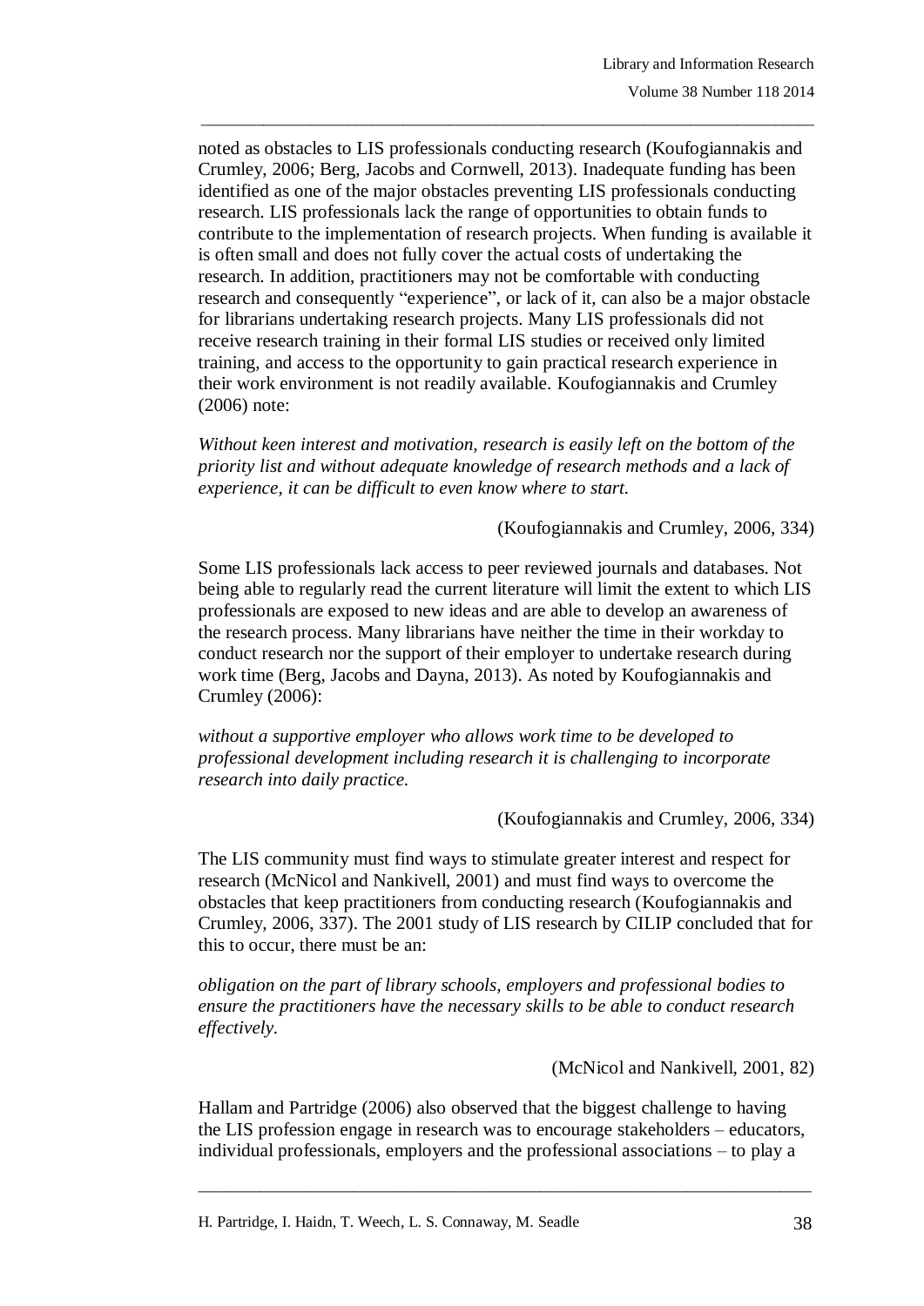noted as obstacles to LIS professionals conducting research (Koufogiannakis and Crumley, 2006; Berg, Jacobs and Cornwell, 2013). Inadequate funding has been identified as one of the major obstacles preventing LIS professionals conducting research. LIS professionals lack the range of opportunities to obtain funds to contribute to the implementation of research projects. When funding is available it is often small and does not fully cover the actual costs of undertaking the research. In addition, practitioners may not be comfortable with conducting research and consequently "experience", or lack of it, can also be a major obstacle for librarians undertaking research projects. Many LIS professionals did not receive research training in their formal LIS studies or received only limited training, and access to the opportunity to gain practical research experience in their work environment is not readily available. Koufogiannakis and Crumley (2006) note:

*Without keen interest and motivation, research is easily left on the bottom of the priority list and without adequate knowledge of research methods and a lack of experience, it can be difficult to even know where to start.*

(Koufogiannakis and Crumley, 2006, 334)

Some LIS professionals lack access to peer reviewed journals and databases. Not being able to regularly read the current literature will limit the extent to which LIS professionals are exposed to new ideas and are able to develop an awareness of the research process. Many librarians have neither the time in their workday to conduct research nor the support of their employer to undertake research during work time (Berg, Jacobs and Dayna, 2013). As noted by Koufogiannakis and Crumley (2006):

*without a supportive employer who allows work time to be developed to professional development including research it is challenging to incorporate research into daily practice.*

(Koufogiannakis and Crumley, 2006, 334)

The LIS community must find ways to stimulate greater interest and respect for research (McNicol and Nankivell, 2001) and must find ways to overcome the obstacles that keep practitioners from conducting research (Koufogiannakis and Crumley, 2006, 337). The 2001 study of LIS research by CILIP concluded that for this to occur, there must be an:

*obligation on the part of library schools, employers and professional bodies to ensure the practitioners have the necessary skills to be able to conduct research effectively.*

(McNicol and Nankivell, 2001, 82)

Hallam and Partridge (2006) also observed that the biggest challenge to having the LIS profession engage in research was to encourage stakeholders – educators, individual professionals, employers and the professional associations – to play a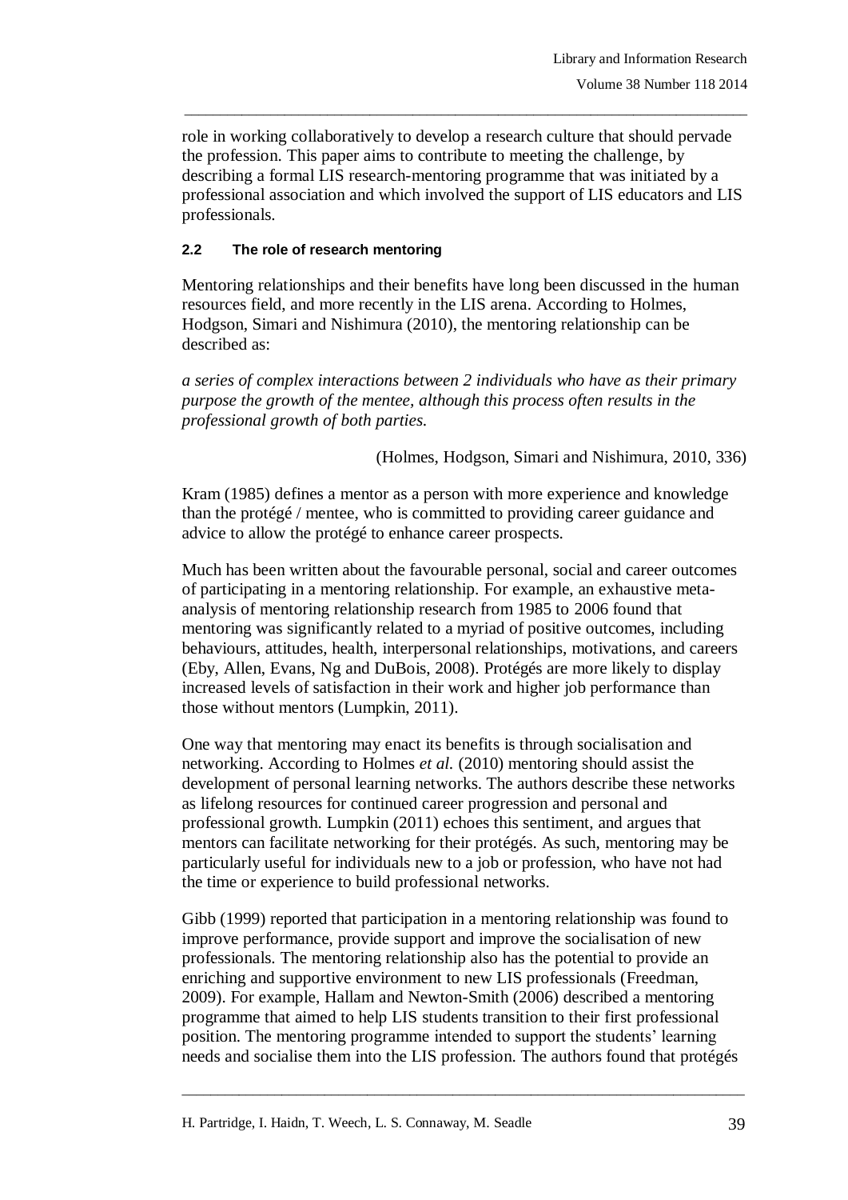role in working collaboratively to develop a research culture that should pervade the profession. This paper aims to contribute to meeting the challenge, by describing a formal LIS research-mentoring programme that was initiated by a professional association and which involved the support of LIS educators and LIS professionals.

### 2.2 The role of research mentoring

Mentoring relationships and their benefits have long been discussed in the human resources field, and more recently in the LIS arena. According to Holmes, Hodgson, Simari and Nishimura (2010), the mentoring relationship can be described as:

*a series of complex interactions between 2 individuals who have as their primary purpose the growth of the mentee, although this process often results in the professional growth of both parties.*

(Holmes, Hodgson, Simari and Nishimura, 2010, 336)

Kram (1985) defines a mentor as a person with more experience and knowledge than the protégé / mentee, who is committed to providing career guidance and advice to allow the protégé to enhance career prospects.

Much has been written about the favourable personal, social and career outcomes of participating in a mentoring relationship. For example, an exhaustive meta-analysis of mentoring relationship research from 1985 to 2006 found that mentoring was significantly related to a myriad of positive outcomes, including behaviours, attitudes, health, interpersonal relationships, motivations, and careers (Eby, Allen, Evans, Ng and DuBois, 2008). Protégés are more likely to display increased levels of satisfaction in their work and higher job performance than those without mentors (Lumpkin, 2011).

One way that mentoring may enact its benefits is through socialisation and networking. According to Holmes *et al.* (2010) mentoring should assist the development of personal learning networks. The authors describe these networks as lifelong resources for continued career progression and personal and professional growth. Lumpkin (2011) echoes this sentiment, and argues that mentors can facilitate networking for their protégés. As such, mentoring may be particularly useful for individuals new to a job or profession, who have not had the time or experience to build professional networks.

Gibb (1999) reported that participation in a mentoring relationship was found to improve performance, provide support and improve the socialisation of new professionals. The mentoring relationship also has the potential to provide an enriching and supportive environment to new LIS professionals (Freedman, 2009). For example, Hallam and Newton-Smith (2006) described a mentoring programme that aimed to help LIS students transition to their first professional position. The mentoring programme intended to support the students' learning needs and socialise them into the LIS profession. The authors found that protégés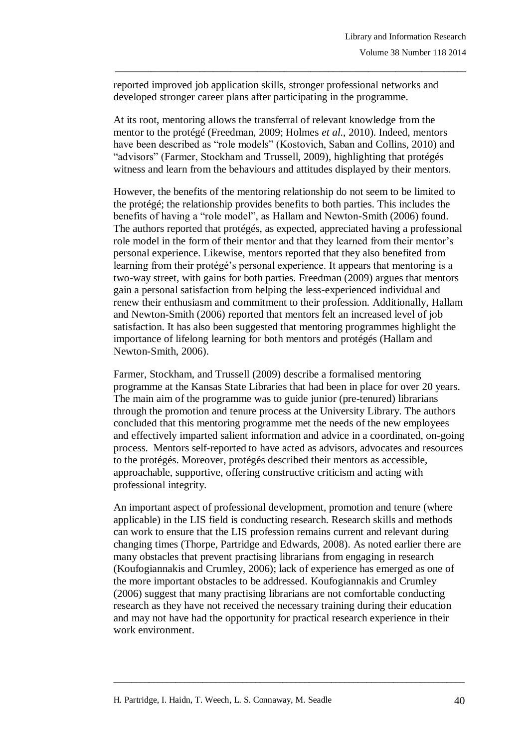reported improved job application skills, stronger professional networks and developed stronger career plans after participating in the programme.

At its root, mentoring allows the transferral of relevant knowledge from the mentor to the protégé (Freedman, 2009; Holmes *et al.*, 2010). Indeed, mentors have been described as “role models” (Kostovich, Saban and Collins, 2010) and “advisors” (Farmer, Stockham and Trussell, 2009), highlighting that protégés witness and learn from the behaviours and attitudes displayed by their mentors.

However, the benefits of the mentoring relationship do not seem to be limited to the protégé; the relationship provides benefits to both parties. This includes the benefits of having a “role model”, as Hallam and Newton-Smith (2006) found. The authors reported that protégés, as expected, appreciated having a professional role model in the form of their mentor and that they learned from their mentor’s personal experience. Likewise, mentors reported that they also benefited from learning from their protégé’s personal experience. It appears that mentoring is a two-way street, with gains for both parties. Freedman (2009) argues that mentors gain a personal satisfaction from helping the less-experienced individual and renew their enthusiasm and commitment to their profession. Additionally, Hallam and Newton-Smith (2006) reported that mentors felt an increased level of job satisfaction. It has also been suggested that mentoring programmes highlight the importance of lifelong learning for both mentors and protégés (Hallam and Newton-Smith, 2006).

Farmer, Stockham, and Trussell (2009) describe a formalised mentoring programme at the Kansas State Libraries that had been in place for over 20 years. The main aim of the programme was to guide junior (pre-tenured) librarians through the promotion and tenure process at the University Library. The authors concluded that this mentoring programme met the needs of the new employees and effectively imparted salient information and advice in a coordinated, on-going process. Mentors self-reported to have acted as advisors, advocates and resources to the protégés. Moreover, protégés described their mentors as accessible, approachable, supportive, offering constructive criticism and acting with professional integrity.

An important aspect of professional development, promotion and tenure (where applicable) in the LIS field is conducting research. Research skills and methods can work to ensure that the LIS profession remains current and relevant during changing times (Thorpe, Partridge and Edwards, 2008). As noted earlier there are many obstacles that prevent practising librarians from engaging in research (Koufogiannakis and Crumley, 2006); lack of experience has emerged as one of the more important obstacles to be addressed. Koufogiannakis and Crumley (2006) suggest that many practising librarians are not comfortable conducting research as they have not received the necessary training during their education and may not have had the opportunity for practical research experience in their work environment.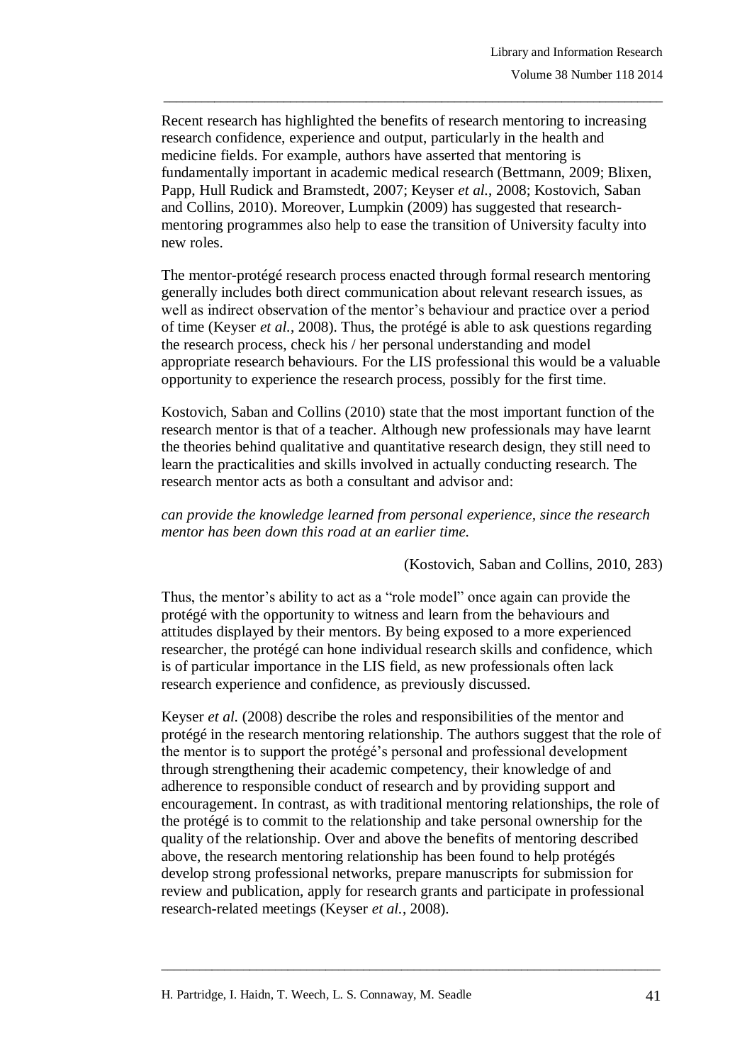Recent research has highlighted the benefits of research mentoring to increasing research confidence, experience and output, particularly in the health and medicine fields. For example, authors have asserted that mentoring is fundamentally important in academic medical research (Bettmann, 2009; Blixen, Papp, Hull Rudick and Bramstedt, 2007; Keyser *et al.*, 2008; Kostovich, Saban and Collins, 2010). Moreover, Lumpkin (2009) has suggested that research-mentoring programmes also help to ease the transition of University faculty into new roles.

The mentor-protégé research process enacted through formal research mentoring generally includes both direct communication about relevant research issues, as well as indirect observation of the mentor's behaviour and practice over a period of time (Keyser *et al.*, 2008). Thus, the protégé is able to ask questions regarding the research process, check his / her personal understanding and model appropriate research behaviours. For the LIS professional this would be a valuable opportunity to experience the research process, possibly for the first time.

Kostovich, Saban and Collins (2010) state that the most important function of the research mentor is that of a teacher. Although new professionals may have learnt the theories behind qualitative and quantitative research design, they still need to learn the practicalities and skills involved in actually conducting research. The research mentor acts as both a consultant and advisor and:

*can provide the knowledge learned from personal experience, since the research mentor has been down this road at an earlier time.*

(Kostovich, Saban and Collins, 2010, 283)

Thus, the mentor's ability to act as a "role model" once again can provide the protégé with the opportunity to witness and learn from the behaviours and attitudes displayed by their mentors. By being exposed to a more experienced researcher, the protégé can hone individual research skills and confidence, which is of particular importance in the LIS field, as new professionals often lack research experience and confidence, as previously discussed.

Keyser *et al.* (2008) describe the roles and responsibilities of the mentor and protégé in the research mentoring relationship. The authors suggest that the role of the mentor is to support the protégé's personal and professional development through strengthening their academic competency, their knowledge of and adherence to responsible conduct of research and by providing support and encouragement. In contrast, as with traditional mentoring relationships, the role of the protégé is to commit to the relationship and take personal ownership for the quality of the relationship. Over and above the benefits of mentoring described above, the research mentoring relationship has been found to help protégés develop strong professional networks, prepare manuscripts for submission for review and publication, apply for research grants and participate in professional research-related meetings (Keyser *et al.*, 2008).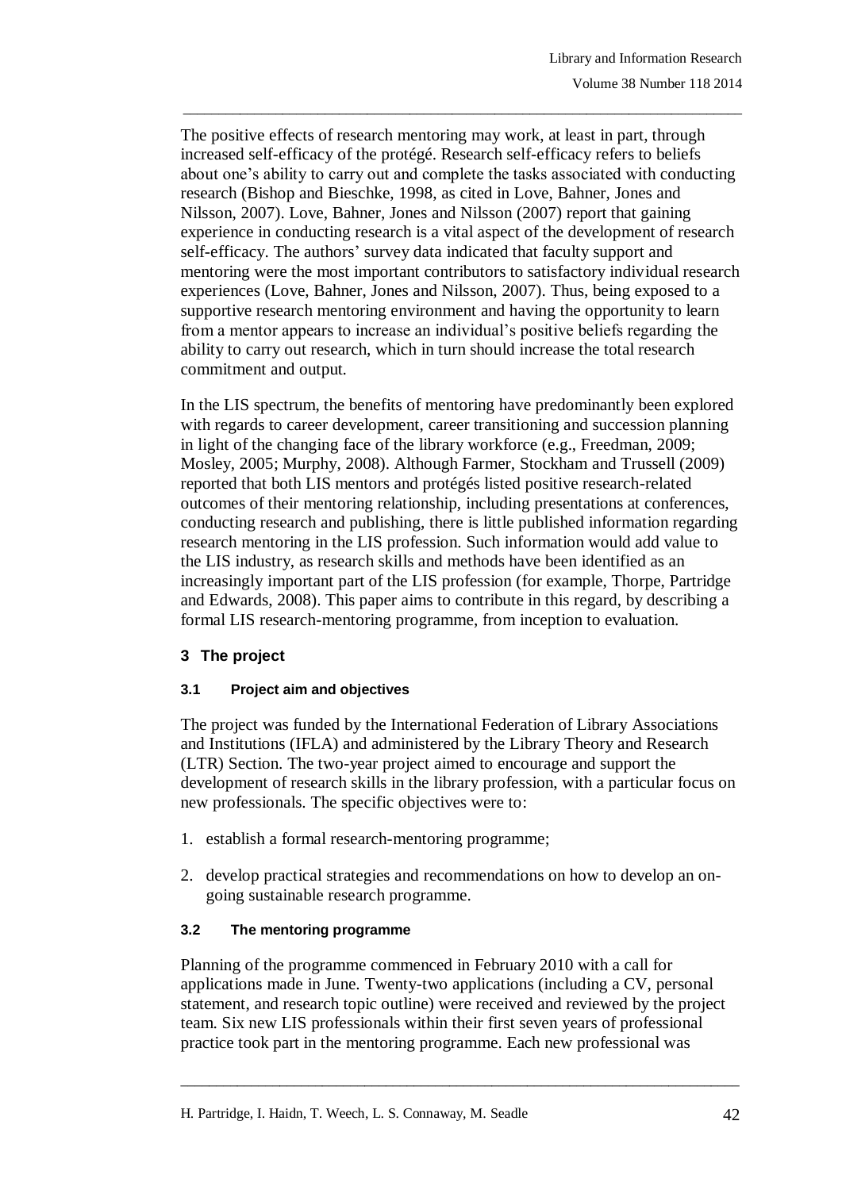The positive effects of research mentoring may work, at least in part, through increased self-efficacy of the protégé. Research self-efficacy refers to beliefs about one's ability to carry out and complete the tasks associated with conducting research (Bishop and Bieschke, 1998, as cited in Love, Bahner, Jones and Nilsson, 2007). Love, Bahner, Jones and Nilsson (2007) report that gaining experience in conducting research is a vital aspect of the development of research self-efficacy. The authors' survey data indicated that faculty support and mentoring were the most important contributors to satisfactory individual research experiences (Love, Bahner, Jones and Nilsson, 2007). Thus, being exposed to a supportive research mentoring environment and having the opportunity to learn from a mentor appears to increase an individual's positive beliefs regarding the ability to carry out research, which in turn should increase the total research commitment and output.

In the LIS spectrum, the benefits of mentoring have predominantly been explored with regards to career development, career transitioning and succession planning in light of the changing face of the library workforce (e.g., Freedman, 2009; Mosley, 2005; Murphy, 2008). Although Farmer, Stockham and Trussell (2009) reported that both LIS mentors and protégés listed positive research-related outcomes of their mentoring relationship, including presentations at conferences, conducting research and publishing, there is little published information regarding research mentoring in the LIS profession. Such information would add value to the LIS industry, as research skills and methods have been identified as an increasingly important part of the LIS profession (for example, Thorpe, Partridge and Edwards, 2008). This paper aims to contribute in this regard, by describing a formal LIS research-mentoring programme, from inception to evaluation.

## 3 The project

### 3.1 Project aim and objectives

The project was funded by the International Federation of Library Associations and Institutions (IFLA) and administered by the Library Theory and Research (LTR) Section. The two-year project aimed to encourage and support the development of research skills in the library profession, with a particular focus on new professionals. The specific objectives were to:

1. establish a formal research-mentoring programme;
2. develop practical strategies and recommendations on how to develop an on-going sustainable research programme.

### 3.2 The mentoring programme

Planning of the programme commenced in February 2010 with a call for applications made in June. Twenty-two applications (including a CV, personal statement, and research topic outline) were received and reviewed by the project team. Six new LIS professionals within their first seven years of professional practice took part in the mentoring programme. Each new professional was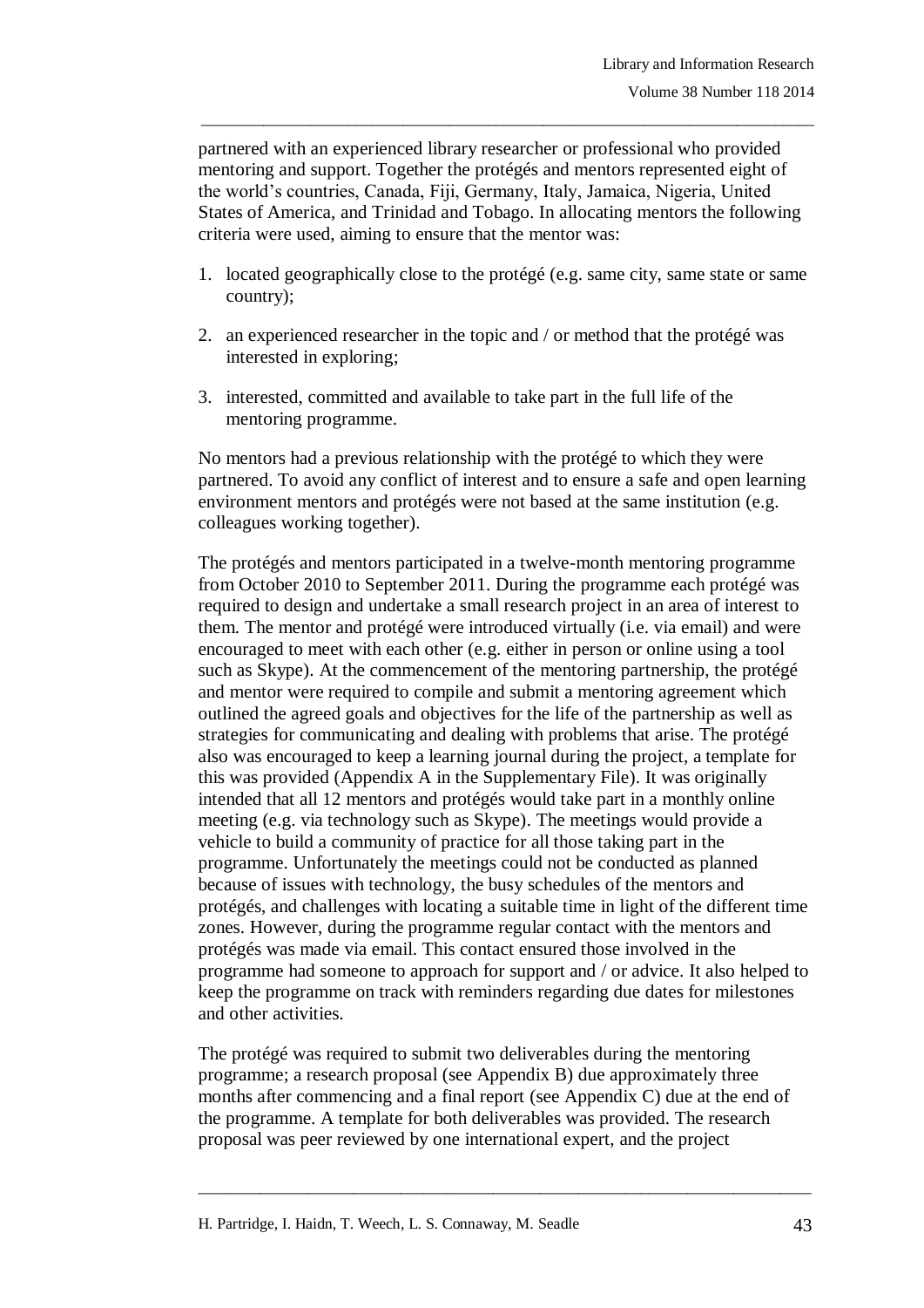partnered with an experienced library researcher or professional who provided mentoring and support. Together the protégés and mentors represented eight of the world's countries, Canada, Fiji, Germany, Italy, Jamaica, Nigeria, United States of America, and Trinidad and Tobago. In allocating mentors the following criteria were used, aiming to ensure that the mentor was:

1. located geographically close to the protégé (e.g. same city, same state or same country);
2. an experienced researcher in the topic and / or method that the protégé was interested in exploring;
3. interested, committed and available to take part in the full life of the mentoring programme.

No mentors had a previous relationship with the protégé to which they were partnered. To avoid any conflict of interest and to ensure a safe and open learning environment mentors and protégés were not based at the same institution (e.g. colleagues working together).

The protégés and mentors participated in a twelve-month mentoring programme from October 2010 to September 2011. During the programme each protégé was required to design and undertake a small research project in an area of interest to them. The mentor and protégé were introduced virtually (i.e. via email) and were encouraged to meet with each other (e.g. either in person or online using a tool such as Skype). At the commencement of the mentoring partnership, the protégé and mentor were required to compile and submit a mentoring agreement which outlined the agreed goals and objectives for the life of the partnership as well as strategies for communicating and dealing with problems that arise. The protégé also was encouraged to keep a learning journal during the project, a template for this was provided (Appendix A in the Supplementary File). It was originally intended that all 12 mentors and protégés would take part in a monthly online meeting (e.g. via technology such as Skype). The meetings would provide a vehicle to build a community of practice for all those taking part in the programme. Unfortunately the meetings could not be conducted as planned because of issues with technology, the busy schedules of the mentors and protégés, and challenges with locating a suitable time in light of the different time zones. However, during the programme regular contact with the mentors and protégés was made via email. This contact ensured those involved in the programme had someone to approach for support and / or advice. It also helped to keep the programme on track with reminders regarding due dates for milestones and other activities.

The protégé was required to submit two deliverables during the mentoring programme; a research proposal (see Appendix B) due approximately three months after commencing and a final report (see Appendix C) due at the end of the programme. A template for both deliverables was provided. The research proposal was peer reviewed by one international expert, and the project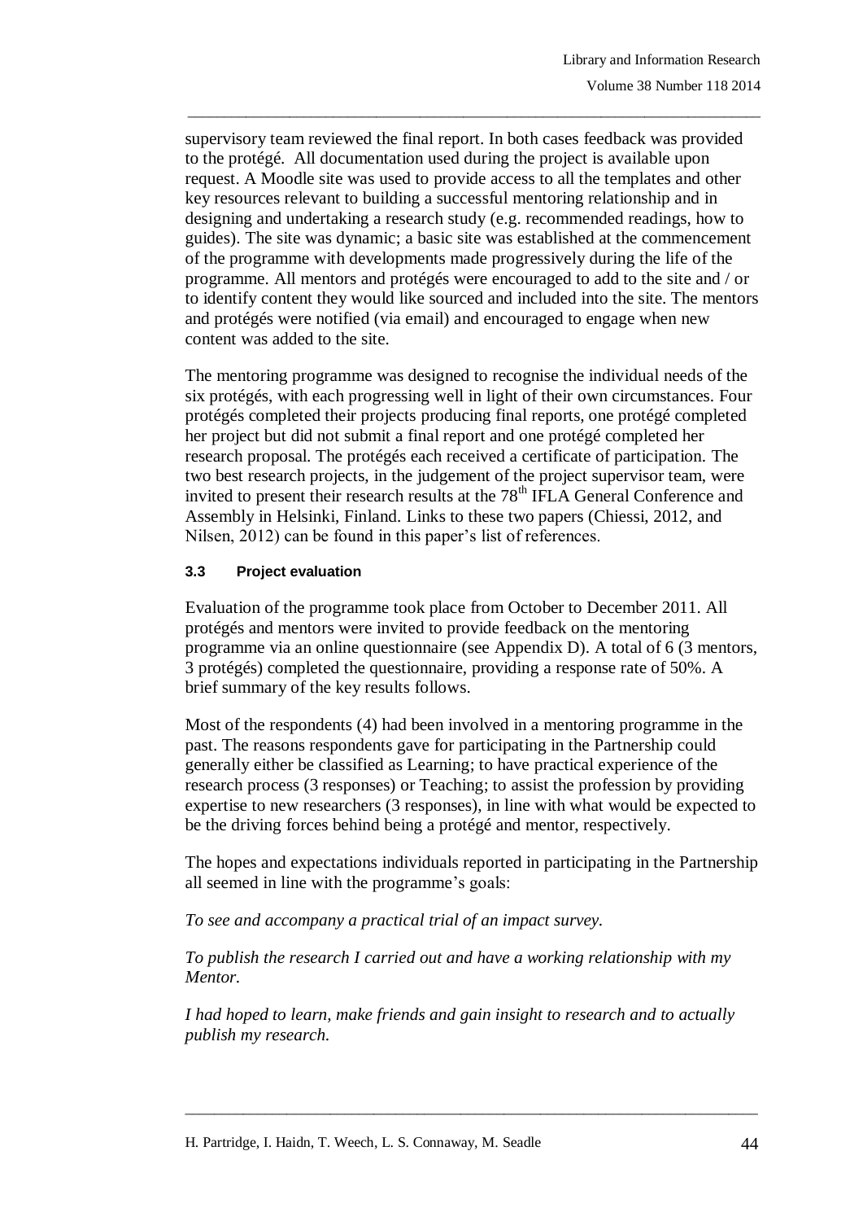supervisory team reviewed the final report. In both cases feedback was provided to the protégé. All documentation used during the project is available upon request. A Moodle site was used to provide access to all the templates and other key resources relevant to building a successful mentoring relationship and in designing and undertaking a research study (e.g. recommended readings, how to guides). The site was dynamic; a basic site was established at the commencement of the programme with developments made progressively during the life of the programme. All mentors and protégés were encouraged to add to the site and / or to identify content they would like sourced and included into the site. The mentors and protégés were notified (via email) and encouraged to engage when new content was added to the site.

The mentoring programme was designed to recognise the individual needs of the six protégés, with each progressing well in light of their own circumstances. Four protégés completed their projects producing final reports, one protégé completed her project but did not submit a final report and one protégé completed her research proposal. The protégés each received a certificate of participation. The two best research projects, in the judgement of the project supervisor team, were invited to present their research results at the 78th IFLA General Conference and Assembly in Helsinki, Finland. Links to these two papers (Chiessi, 2012, and Nilsen, 2012) can be found in this paper's list of references.

### 3.3 Project evaluation

Evaluation of the programme took place from October to December 2011. All protégés and mentors were invited to provide feedback on the mentoring programme via an online questionnaire (see Appendix D). A total of 6 (3 mentors, 3 protégés) completed the questionnaire, providing a response rate of 50%. A brief summary of the key results follows.

Most of the respondents (4) had been involved in a mentoring programme in the past. The reasons respondents gave for participating in the Partnership could generally either be classified as Learning; to have practical experience of the research process (3 responses) or Teaching; to assist the profession by providing expertise to new researchers (3 responses), in line with what would be expected to be the driving forces behind being a protégé and mentor, respectively.

The hopes and expectations individuals reported in participating in the Partnership all seemed in line with the programme's goals:

*To see and accompany a practical trial of an impact survey.*

*To publish the research I carried out and have a working relationship with my Mentor.*

*I had hoped to learn, make friends and gain insight to research and to actually publish my research.*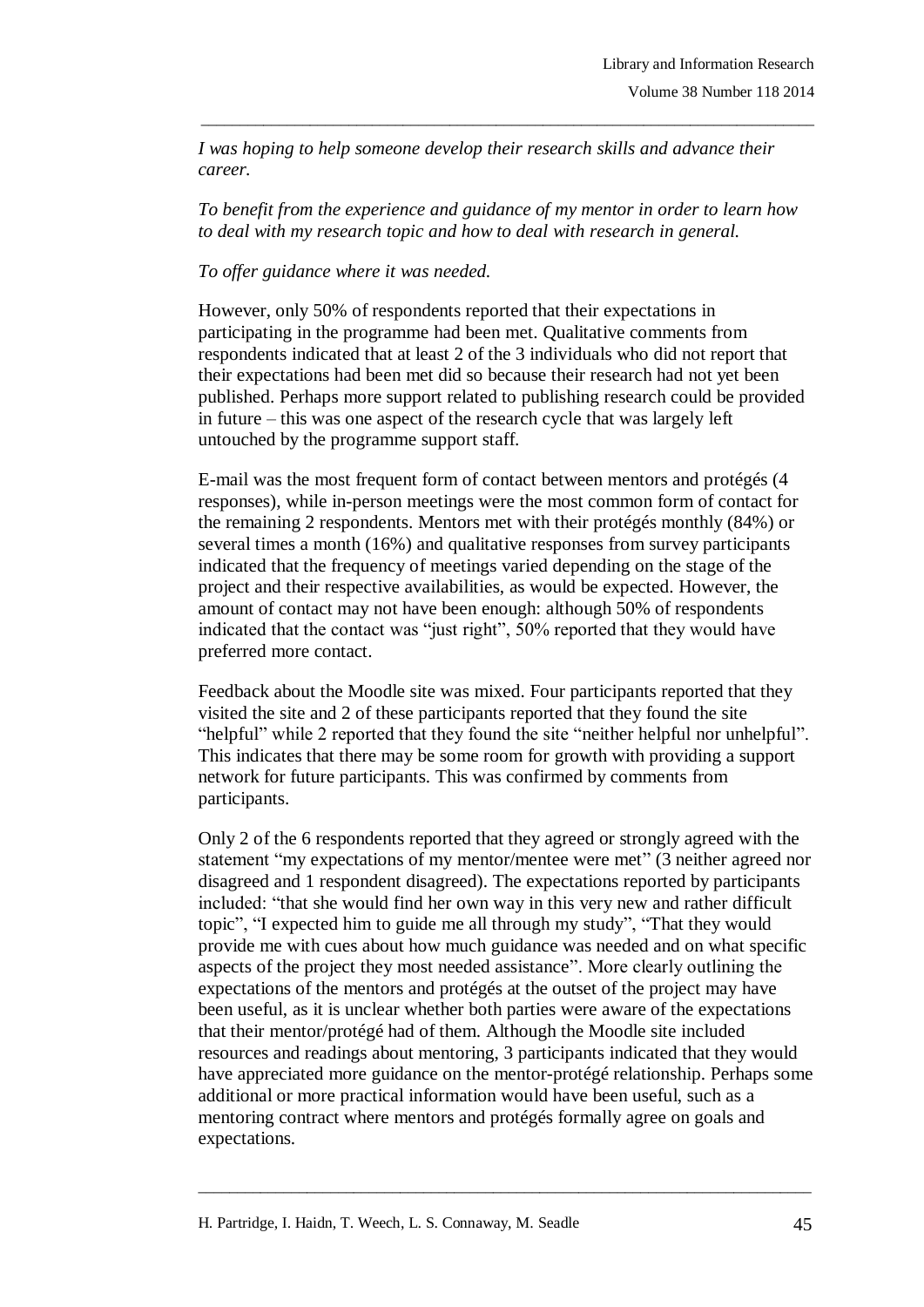*I was hoping to help someone develop their research skills and advance their career.*

*To benefit from the experience and guidance of my mentor in order to learn how to deal with my research topic and how to deal with research in general.*

*To offer guidance where it was needed.*

However, only 50% of respondents reported that their expectations in participating in the programme had been met. Qualitative comments from respondents indicated that at least 2 of the 3 individuals who did not report that their expectations had been met did so because their research had not yet been published. Perhaps more support related to publishing research could be provided in future – this was one aspect of the research cycle that was largely left untouched by the programme support staff.

E-mail was the most frequent form of contact between mentors and protégés (4 responses), while in-person meetings were the most common form of contact for the remaining 2 respondents. Mentors met with their protégés monthly (84%) or several times a month (16%) and qualitative responses from survey participants indicated that the frequency of meetings varied depending on the stage of the project and their respective availabilities, as would be expected. However, the amount of contact may not have been enough: although 50% of respondents indicated that the contact was "just right", 50% reported that they would have preferred more contact.

Feedback about the Moodle site was mixed. Four participants reported that they visited the site and 2 of these participants reported that they found the site "helpful" while 2 reported that they found the site "neither helpful nor unhelpful". This indicates that there may be some room for growth with providing a support network for future participants. This was confirmed by comments from participants.

Only 2 of the 6 respondents reported that they agreed or strongly agreed with the statement "my expectations of my mentor/mentee were met" (3 neither agreed nor disagreed and 1 respondent disagreed). The expectations reported by participants included: "that she would find her own way in this very new and rather difficult topic", "I expected him to guide me all through my study", "That they would provide me with cues about how much guidance was needed and on what specific aspects of the project they most needed assistance". More clearly outlining the expectations of the mentors and protégés at the outset of the project may have been useful, as it is unclear whether both parties were aware of the expectations that their mentor/protégé had of them. Although the Moodle site included resources and readings about mentoring, 3 participants indicated that they would have appreciated more guidance on the mentor-protégé relationship. Perhaps some additional or more practical information would have been useful, such as a mentoring contract where mentors and protégés formally agree on goals and expectations.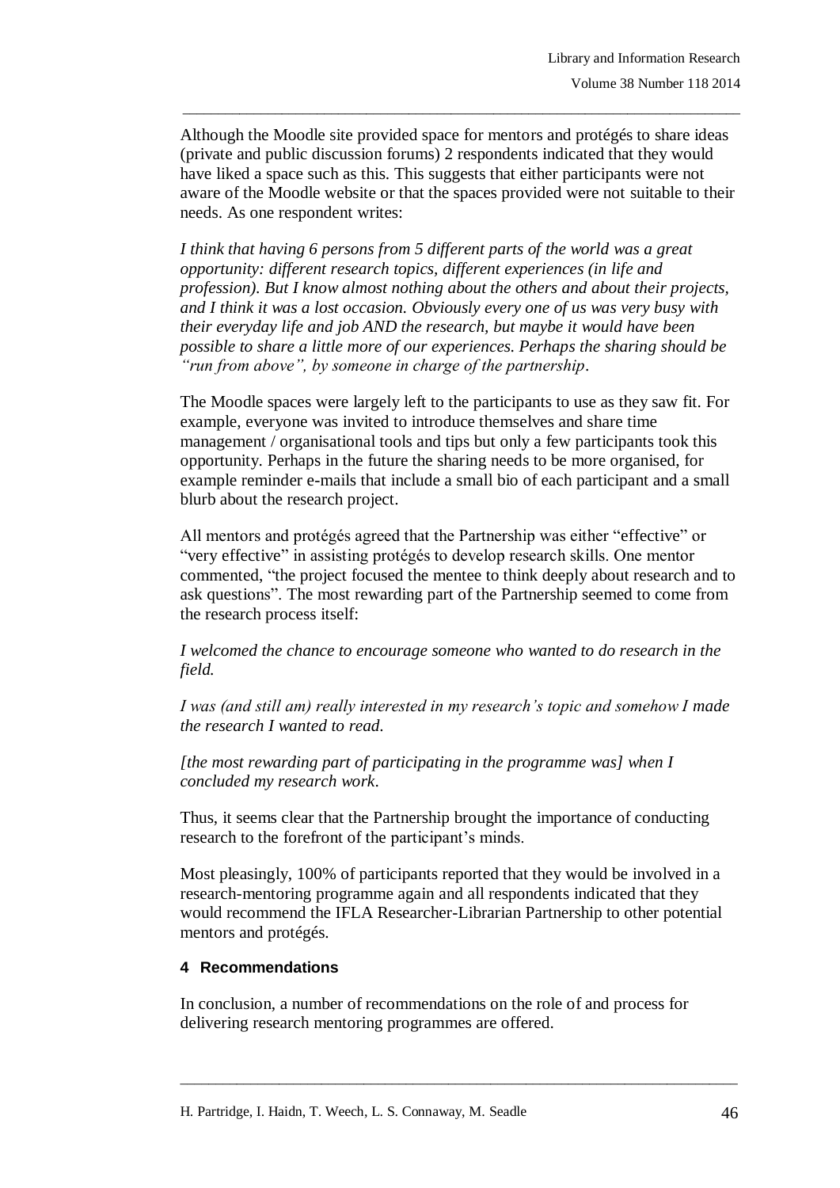Although the Moodle site provided space for mentors and protégés to share ideas (private and public discussion forums) 2 respondents indicated that they would have liked a space such as this. This suggests that either participants were not aware of the Moodle website or that the spaces provided were not suitable to their needs. As one respondent writes:

*I think that having 6 persons from 5 different parts of the world was a great opportunity: different research topics, different experiences (in life and profession). But I know almost nothing about the others and about their projects, and I think it was a lost occasion. Obviously every one of us was very busy with their everyday life and job AND the research, but maybe it would have been possible to share a little more of our experiences. Perhaps the sharing should be "run from above", by someone in charge of the partnership.*

The Moodle spaces were largely left to the participants to use as they saw fit. For example, everyone was invited to introduce themselves and share time management / organisational tools and tips but only a few participants took this opportunity. Perhaps in the future the sharing needs to be more organised, for example reminder e-mails that include a small bio of each participant and a small blurb about the research project.

All mentors and protégés agreed that the Partnership was either "effective" or "very effective" in assisting protégés to develop research skills. One mentor commented, "the project focused the mentee to think deeply about research and to ask questions". The most rewarding part of the Partnership seemed to come from the research process itself:

*I welcomed the chance to encourage someone who wanted to do research in the field.*

*I was (and still am) really interested in my research's topic and somehow I made the research I wanted to read.*

*[the most rewarding part of participating in the programme was] when I concluded my research work.*

Thus, it seems clear that the Partnership brought the importance of conducting research to the forefront of the participant's minds.

Most pleasingly, 100% of participants reported that they would be involved in a research-mentoring programme again and all respondents indicated that they would recommend the IFLA Researcher-Librarian Partnership to other potential mentors and protégés.

## 4 Recommendations

In conclusion, a number of recommendations on the role of and process for delivering research mentoring programmes are offered.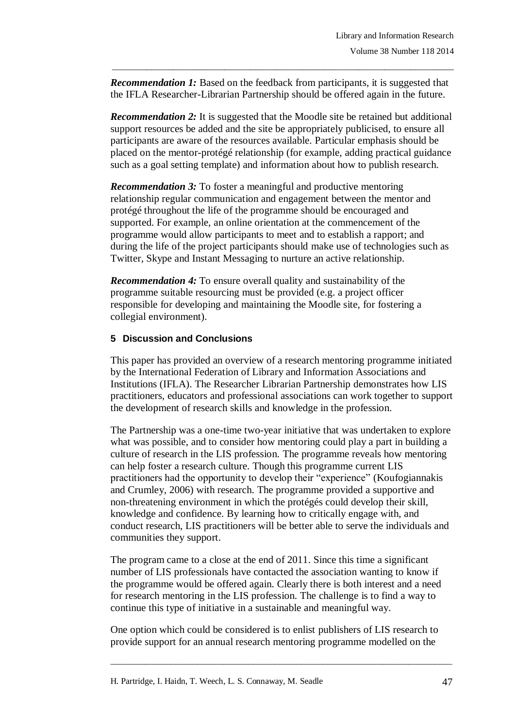***Recommendation 1:*** Based on the feedback from participants, it is suggested that the IFLA Researcher-Librarian Partnership should be offered again in the future.

***Recommendation 2:*** It is suggested that the Moodle site be retained but additional support resources be added and the site be appropriately publicised, to ensure all participants are aware of the resources available. Particular emphasis should be placed on the mentor-protégé relationship (for example, adding practical guidance such as a goal setting template) and information about how to publish research.

***Recommendation 3:*** To foster a meaningful and productive mentoring relationship regular communication and engagement between the mentor and protégé throughout the life of the programme should be encouraged and supported. For example, an online orientation at the commencement of the programme would allow participants to meet and to establish a rapport; and during the life of the project participants should make use of technologies such as Twitter, Skype and Instant Messaging to nurture an active relationship.

***Recommendation 4:*** To ensure overall quality and sustainability of the programme suitable resourcing must be provided (e.g. a project officer responsible for developing and maintaining the Moodle site, for fostering a collegial environment).

## 5 Discussion and Conclusions

This paper has provided an overview of a research mentoring programme initiated by the International Federation of Library and Information Associations and Institutions (IFLA). The Researcher Librarian Partnership demonstrates how LIS practitioners, educators and professional associations can work together to support the development of research skills and knowledge in the profession.

The Partnership was a one-time two-year initiative that was undertaken to explore what was possible, and to consider how mentoring could play a part in building a culture of research in the LIS profession. The programme reveals how mentoring can help foster a research culture. Though this programme current LIS practitioners had the opportunity to develop their "experience" (Koufogiannakis and Crumley, 2006) with research. The programme provided a supportive and non-threatening environment in which the protégés could develop their skill, knowledge and confidence. By learning how to critically engage with, and conduct research, LIS practitioners will be better able to serve the individuals and communities they support.

The program came to a close at the end of 2011. Since this time a significant number of LIS professionals have contacted the association wanting to know if the programme would be offered again. Clearly there is both interest and a need for research mentoring in the LIS profession. The challenge is to find a way to continue this type of initiative in a sustainable and meaningful way.

One option which could be considered is to enlist publishers of LIS research to provide support for an annual research mentoring programme modelled on the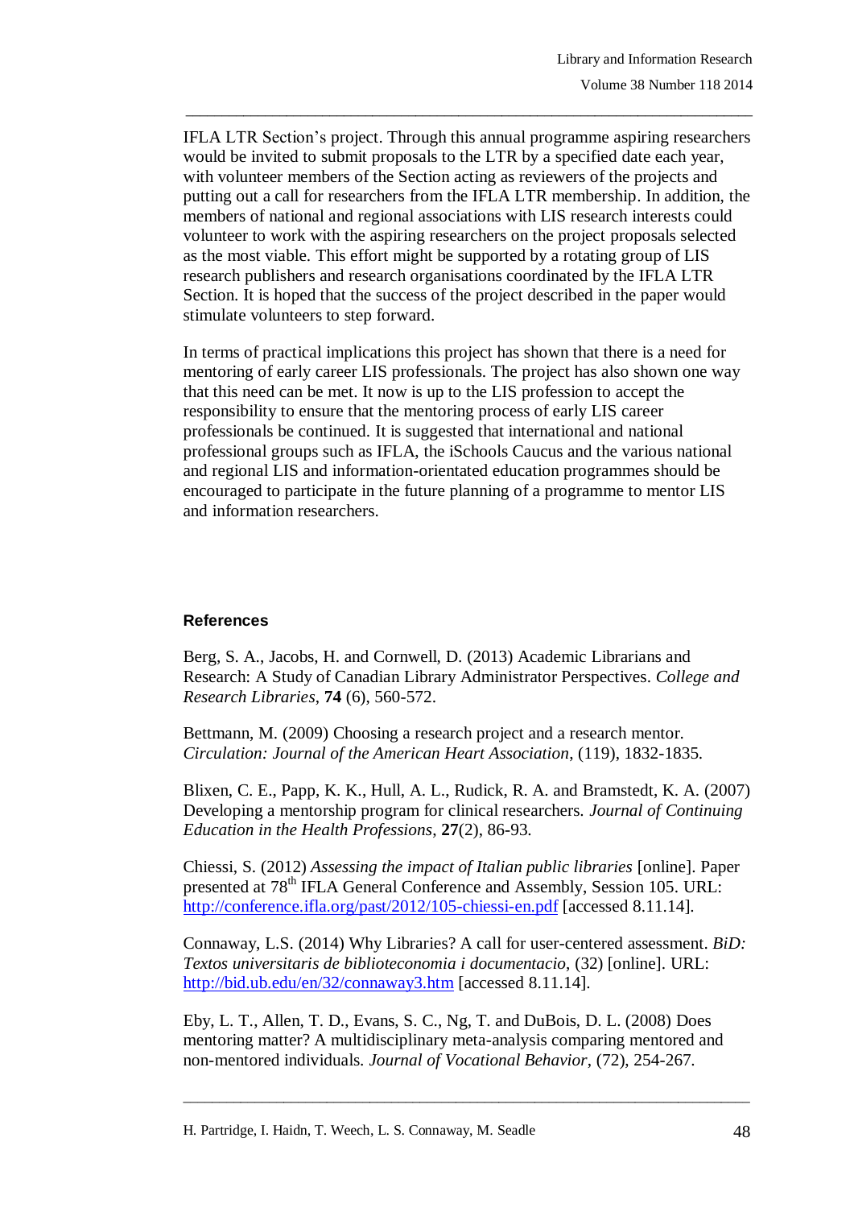IFLA LTR Section's project. Through this annual programme aspiring researchers would be invited to submit proposals to the LTR by a specified date each year, with volunteer members of the Section acting as reviewers of the projects and putting out a call for researchers from the IFLA LTR membership. In addition, the members of national and regional associations with LIS research interests could volunteer to work with the aspiring researchers on the project proposals selected as the most viable. This effort might be supported by a rotating group of LIS research publishers and research organisations coordinated by the IFLA LTR Section. It is hoped that the success of the project described in the paper would stimulate volunteers to step forward.

In terms of practical implications this project has shown that there is a need for mentoring of early career LIS professionals. The project has also shown one way that this need can be met. It now is up to the LIS profession to accept the responsibility to ensure that the mentoring process of early LIS career professionals be continued. It is suggested that international and national professional groups such as IFLA, the iSchools Caucus and the various national and regional LIS and information-orientated education programmes should be encouraged to participate in the future planning of a programme to mentor LIS and information researchers.

## References

Berg, S. A., Jacobs, H. and Cornwell, D. (2013) Academic Librarians and Research: A Study of Canadian Library Administrator Perspectives. *College and Research Libraries*, **74** (6), 560-572.

Bettmann, M. (2009) Choosing a research project and a research mentor. *Circulation: Journal of the American Heart Association*, (119), 1832-1835.

Blixen, C. E., Papp, K. K., Hull, A. L., Rudick, R. A. and Bramstedt, K. A. (2007) Developing a mentorship program for clinical researchers. *Journal of Continuing Education in the Health Professions*, **27**(2), 86-93.

Chiessi, S. (2012) *Assessing the impact of Italian public libraries* [online]. Paper presented at 78th IFLA General Conference and Assembly, Session 105. URL: http://conference.ifla.org/past/2012/105-chiessi-en.pdf [accessed 8.11.14].

Connaway, L.S. (2014) Why Libraries? A call for user-centered assessment. *BiD: Textos universitaris de biblioteconomia i documentacio*, (32) [online]. URL: http://bid.ub.edu/en/32/connaway3.htm [accessed 8.11.14].

Eby, L. T., Allen, T. D., Evans, S. C., Ng, T. and DuBois, D. L. (2008) Does mentoring matter? A multidisciplinary meta-analysis comparing mentored and non-mentored individuals. *Journal of Vocational Behavior*, (72), 254-267.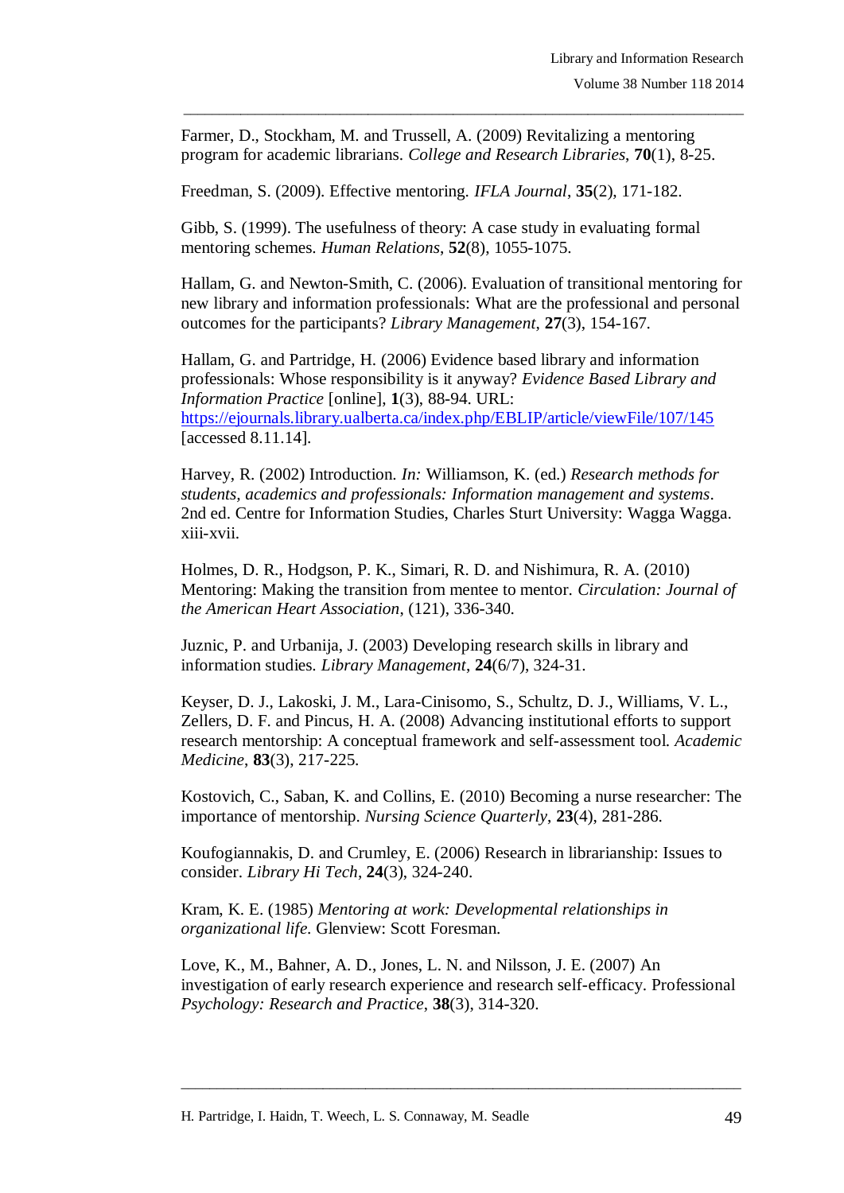Farmer, D., Stockham, M. and Trussell, A. (2009) Revitalizing a mentoring program for academic librarians. *College and Research Libraries*, **70**(1), 8-25.

Freedman, S. (2009). Effective mentoring. *IFLA Journal*, **35**(2), 171-182.

Gibb, S. (1999). The usefulness of theory: A case study in evaluating formal mentoring schemes. *Human Relations*, **52**(8), 1055-1075.

Hallam, G. and Newton-Smith, C. (2006). Evaluation of transitional mentoring for new library and information professionals: What are the professional and personal outcomes for the participants? *Library Management*, **27**(3), 154-167.

Hallam, G. and Partridge, H. (2006) Evidence based library and information professionals: Whose responsibility is it anyway? *Evidence Based Library and Information Practice* [online], **1**(3), 88-94. URL: https://ejournals.library.ualberta.ca/index.php/EBLIP/article/viewFile/107/145 [accessed 8.11.14].

Harvey, R. (2002) Introduction. *In:* Williamson, K. (ed.) *Research methods for students, academics and professionals: Information management and systems*. 2nd ed. Centre for Information Studies, Charles Sturt University: Wagga Wagga. xiii-xvii.

Holmes, D. R., Hodgson, P. K., Simari, R. D. and Nishimura, R. A. (2010) Mentoring: Making the transition from mentee to mentor. *Circulation: Journal of the American Heart Association*, (121), 336-340.

Juznic, P. and Urbanija, J. (2003) Developing research skills in library and information studies. *Library Management*, **24**(6/7), 324-31.

Keyser, D. J., Lakoski, J. M., Lara-Cinisomo, S., Schultz, D. J., Williams, V. L., Zellers, D. F. and Pincus, H. A. (2008) Advancing institutional efforts to support research mentorship: A conceptual framework and self-assessment tool. *Academic Medicine*, **83**(3), 217-225.

Kostovich, C., Saban, K. and Collins, E. (2010) Becoming a nurse researcher: The importance of mentorship. *Nursing Science Quarterly*, **23**(4), 281-286.

Koufogiannakis, D. and Crumley, E. (2006) Research in librarianship: Issues to consider. *Library Hi Tech*, **24**(3), 324-240.

Kram, K. E. (1985) *Mentoring at work: Developmental relationships in organizational life.* Glenview: Scott Foresman.

Love, K., M., Bahner, A. D., Jones, L. N. and Nilsson, J. E. (2007) An investigation of early research experience and research self-efficacy. Professional *Psychology: Research and Practice*, **38**(3), 314-320.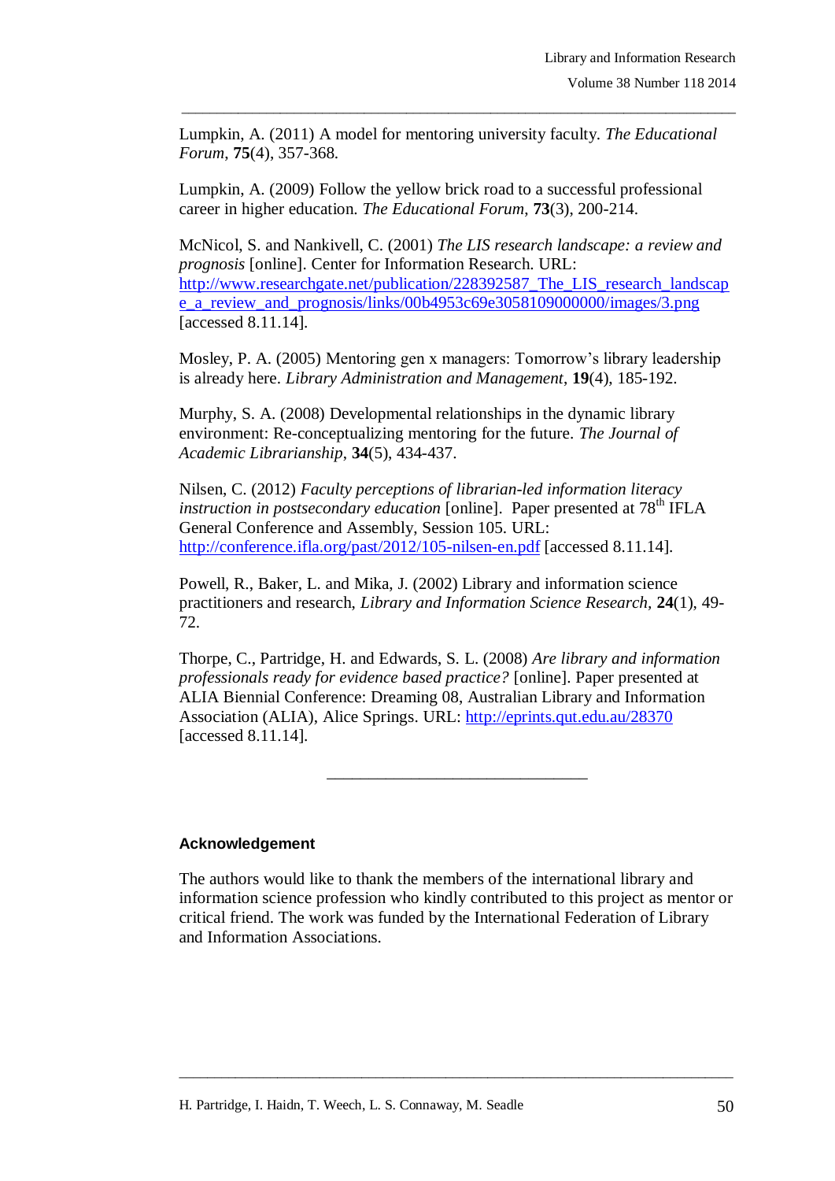Lumpkin, A. (2011) A model for mentoring university faculty. *The Educational Forum*, **75**(4), 357-368.

Lumpkin, A. (2009) Follow the yellow brick road to a successful professional career in higher education. *The Educational Forum*, **73**(3), 200-214.

McNicol, S. and Nankivell, C. (2001) *The LIS research landscape: a review and prognosis* [online]. Center for Information Research. URL: http://www.researchgate.net/publication/228392587_The_LIS_research_landscape_a_review_and_prognosis/links/00b4953c69e3058109000000/images/3.png [accessed 8.11.14].

Mosley, P. A. (2005) Mentoring gen x managers: Tomorrow's library leadership is already here. *Library Administration and Management*, **19**(4), 185-192.

Murphy, S. A. (2008) Developmental relationships in the dynamic library environment: Re-conceptualizing mentoring for the future. *The Journal of Academic Librarianship*, **34**(5), 434-437.

Nilsen, C. (2012) *Faculty perceptions of librarian-led information literacy instruction in postsecondary education* [online]. Paper presented at 78th IFLA General Conference and Assembly, Session 105. URL: http://conference.ifla.org/past/2012/105-nilsen-en.pdf [accessed 8.11.14].

Powell, R., Baker, L. and Mika, J. (2002) Library and information science practitioners and research, *Library and Information Science Research*, **24**(1), 49-72.

Thorpe, C., Partridge, H. and Edwards, S. L. (2008) *Are library and information professionals ready for evidence based practice?* [online]. Paper presented at ALIA Biennial Conference: Dreaming 08, Australian Library and Information Association (ALIA), Alice Springs. URL: http://eprints.qut.edu.au/28370 [accessed 8.11.14].

---

#### Acknowledgement

The authors would like to thank the members of the international library and information science profession who kindly contributed to this project as mentor or critical friend. The work was funded by the International Federation of Library and Information Associations.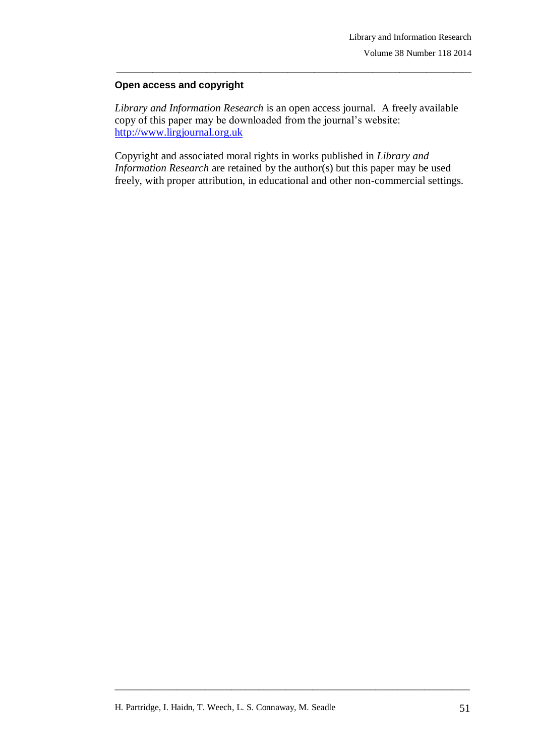### Open access and copyright

*Library and Information Research* is an open access journal. A freely available copy of this paper may be downloaded from the journal's website: [http://www.lirgjournal.org.uk](http://www.lirgjournal.org.uk)

Copyright and associated moral rights in works published in *Library and Information Research* are retained by the author(s) but this paper may be used freely, with proper attribution, in educational and other non-commercial settings.